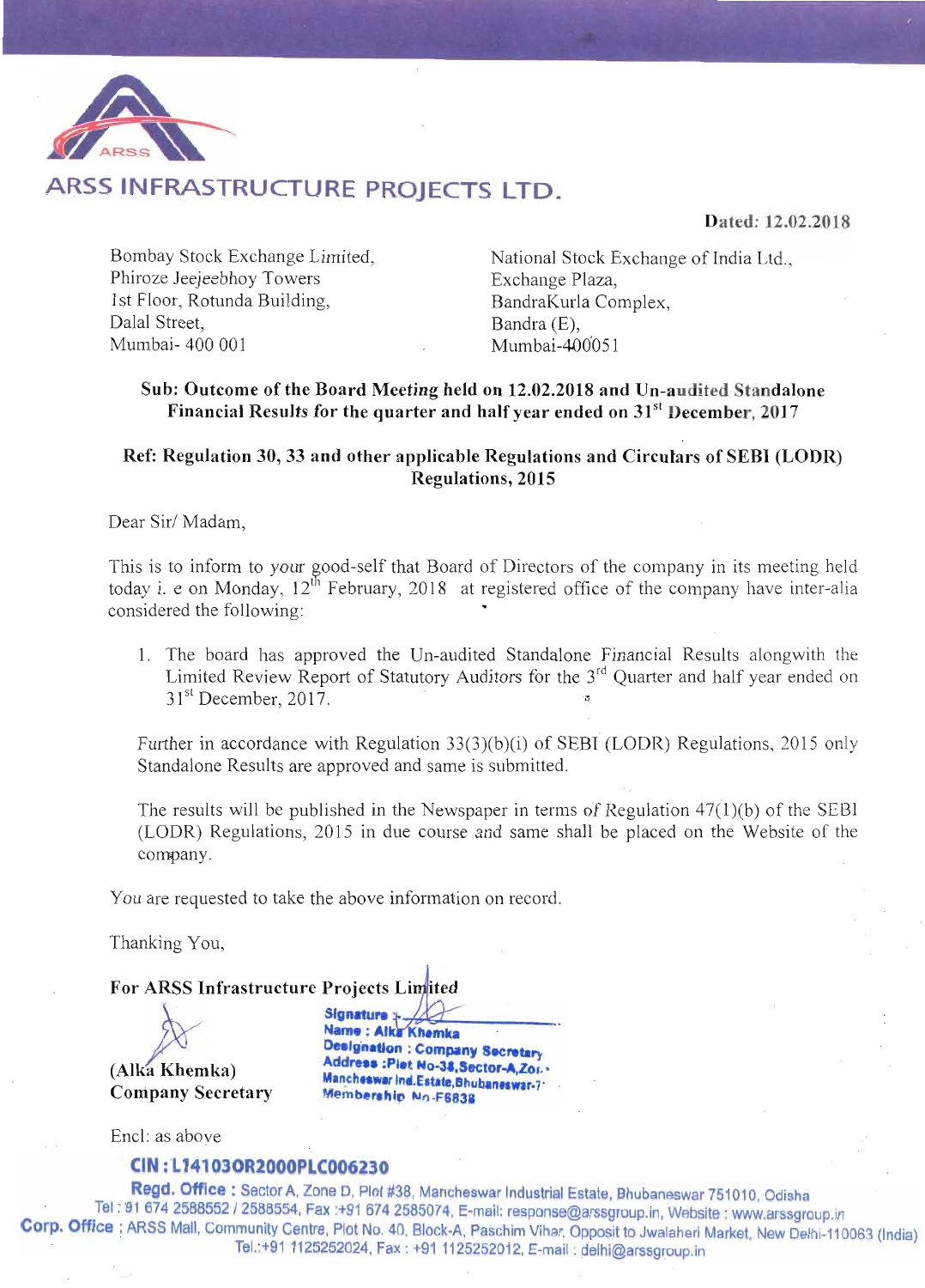# ARSS INFRASTRUCTURE PROJECTS LTD.

**Dated: 12.02.2018**

Bombay Stock Exchange Limited,
Phiroze Jeejeebhoy Towers
1st Floor, Rotunda Building,
Dalal Street,
Mumbai- 400 001

National Stock Exchange of India Ltd.,
Exchange Plaza,
BandraKurla Complex,
Bandra (E),
Mumbai-400051

**Sub: Outcome of the Board Meeting held on 12.02.2018 and Un-audited Standalone Financial Results for the quarter and half year ended on 31st December, 2017**

**Ref: Regulation 30, 33 and other applicable Regulations and Circulars of SEBI (LODR) Regulations, 2015**

Dear Sir/ Madam,

This is to inform to your good-self that Board of Directors of the company in its meeting held today i. e on Monday, 12th February, 2018 at registered office of the company have inter-alia considered the following:

1. The board has approved the Un-audited Standalone Financial Results alongwith the Limited Review Report of Statutory Auditors for the 3rd Quarter and half year ended on 31st December, 2017.

Further in accordance with Regulation 33(3)(b)(i) of SEBI (LODR) Regulations, 2015 only Standalone Results are approved and same is submitted.

The results will be published in the Newspaper in terms of Regulation 47(1)(b) of the SEBI (LODR) Regulations, 2015 in due course and same shall be placed on the Website of the company.

You are requested to take the above information on record.

Thanking You,

**For ARSS Infrastructure Projects Limited**

Signature :
Name : Alka Khemka
Designation : Company Secretary
Address :Plot No-38,Sector-A,Zone-D, Mancheswar Ind.Estate,Bhubaneswar-7
Membership No-F6838

**(Alka Khemka)**
**Company Secretary**

Encl: as above

**CIN : L14103OR2000PLC006230**

**Regd. Office :** Sector A, Zone D, Plot #38, Mancheswar Industrial Estate, Bhubaneswar 751010, Odisha
Tel : 91 674 2588552 / 2588554, Fax :+91 674 2585074, E-mail: response@arssgroup.in, Website : www.arssgroup.in

**Corp. Office :** ARSS Mall, Community Centre, Plot No. 40, Block-A, Paschim Vihar, Opposit to Jwalaheri Market, New Delhi-110063 (India)
Tel.:+91 1125252024, Fax : +91 1125252012, E-mail : delhi@arssgroup.in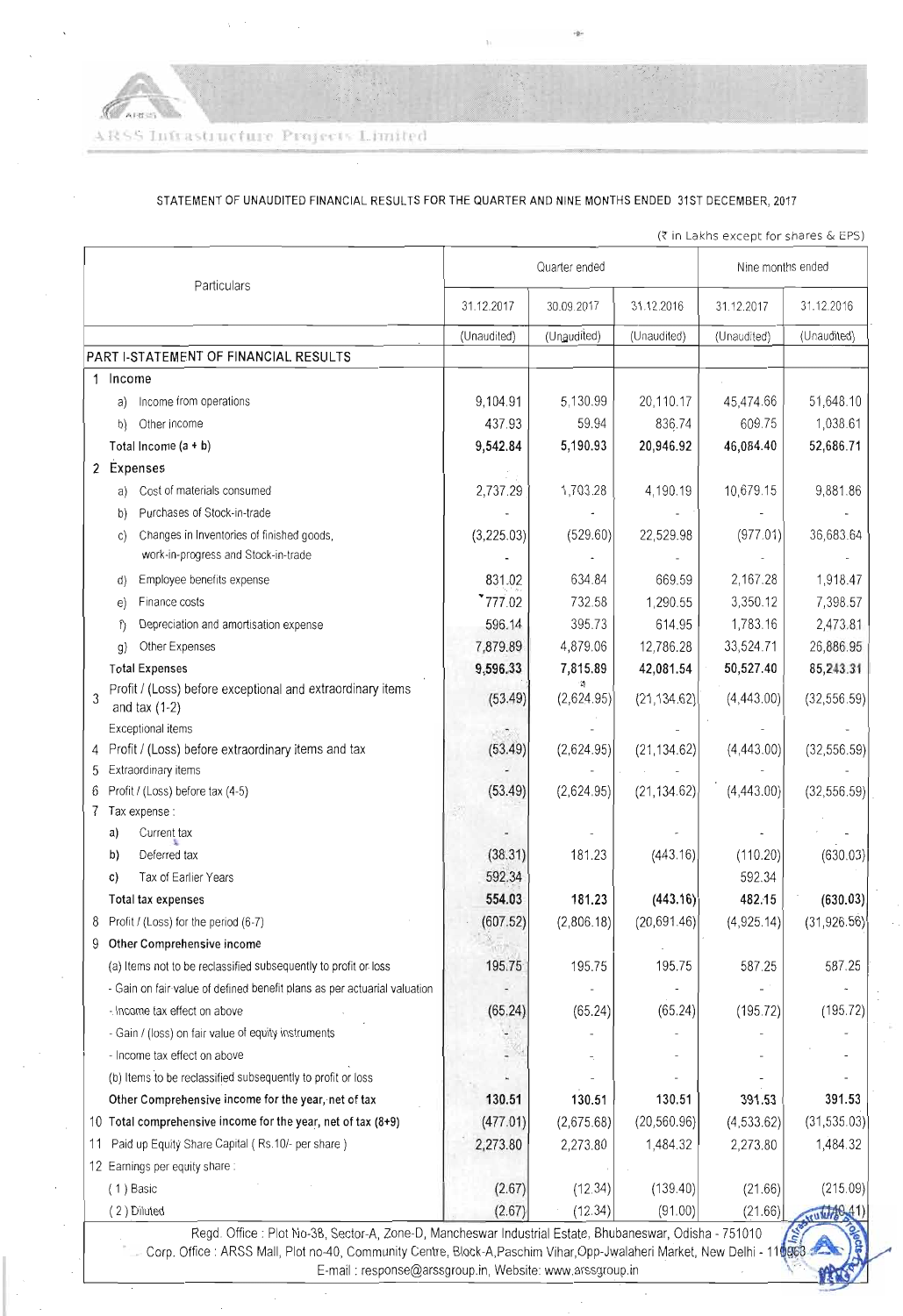ARSS Infrastructure Projects Limited

STATEMENT OF UNAUDITED FINANCIAL RESULTS FOR THE QUARTER AND NINE MONTHS ENDED 31ST DECEMBER, 2017

(₹ in Lakhs except for shares & EPS)

| Particulars | Quarter ended | | | Nine months ended | |
|---|---|---|---|---|---|
| | 31.12.2017 | 30.09.2017 | 31.12.2016 | 31.12.2017 | 31.12.2016 |
| | (Unaudited) | (Unaudited) | (Unaudited) | (Unaudited) | (Unaudited) |
| **PART I-STATEMENT OF FINANCIAL RESULTS** | | | | | |
| 1 Income | | | | | |
| a) Income from operations | 9,104.91 | 5,130.99 | 20,110.17 | 45,474.66 | 51,648.10 |
| b) Other income | 437.93 | 59.94 | 836.74 | 609.75 | 1,038.61 |
| Total Income (a + b) | **9,542.84** | **5,190.93** | **20,946.92** | **46,084.40** | **52,686.71** |
| 2 Expenses | | | | | |
| a) Cost of materials consumed | 2,737.29 | 1,703.28 | 4,190.19 | 10,679.15 | 9,881.86 |
| b) Purchases of Stock-in-trade | - | - | - | - | - |
| c) Changes in Inventories of finished goods, work-in-progress and Stock-in-trade | (3,225.03) | (529.60) | 22,529.98 | (977.01) | 36,683.64 |
| d) Employee benefits expense | 831.02 | 634.84 | 669.59 | 2,167.28 | 1,918.47 |
| e) Finance costs | 777.02 | 732.58 | 1,290.55 | 3,350.12 | 7,398.57 |
| f) Depreciation and amortisation expense | 596.14 | 395.73 | 614.95 | 1,783.16 | 2,473.81 |
| g) Other Expenses | 7,879.89 | 4,879.06 | 12,786.28 | 33,524.71 | 26,886.95 |
| **Total Expenses** | **9,596.33** | **7,815.89** | **42,081.54** | **50,527.40** | **85,243.31** |
| 3 Profit / (Loss) before exceptional and extraordinary items and tax (1-2) | (53.49) | (2,624.95) | (21,134.62) | (4,443.00) | (32,556.59) |
| Exceptional items | - | - | - | - | - |
| 4 Profit / (Loss) before extraordinary items and tax | (53.49) | (2,624.95) | (21,134.62) | (4,443.00) | (32,556.59) |
| 5 Extraordinary items | - | - | - | - | - |
| 6 Profit / (Loss) before tax (4-5) | (53.49) | (2,624.95) | (21,134.62) | (4,443.00) | (32,556.59) |
| 7 Tax expense : | | | | | |
| a) Current tax | - | - | - | - | - |
| b) Deferred tax | (38.31) | 181.23 | (443.16) | (110.20) | (630.03) |
| c) Tax of Earlier Years | 592.34 | | | 592.34 | |
| **Total tax expenses** | **554.03** | **181.23** | **(443.16)** | **482.15** | **(630.03)** |
| 8 Profit / (Loss) for the period (6-7) | (607.52) | (2,806.18) | (20,691.46) | (4,925.14) | (31,926.56) |
| 9 **Other Comprehensive income** | | | | | |
| (a) Items not to be reclassified subsequently to profit or loss | 195.75 | 195.75 | 195.75 | 587.25 | 587.25 |
| - Gain on fair value of defined benefit plans as per actuarial valuation | - | - | - | - | - |
| - Income tax effect on above | (65.24) | (65.24) | (65.24) | (195.72) | (195.72) |
| - Gain / (loss) on fair value of equity instruments | - | - | - | - | - |
| - Income tax effect on above | - | - | - | - | - |
| (b) Items to be reclassified subsequently to profit or loss | - | - | - | - | - |
| **Other Comprehensive income for the year, net of tax** | **130.51** | **130.51** | **130.51** | **391.53** | **391.53** |
| 10 **Total comprehensive income for the year, net of tax (8+9)** | (477.01) | (2,675.68) | (20,560.96) | (4,533.62) | (31,535.03) |
| 11 Paid up Equity Share Capital ( Rs.10/- per share ) | 2,273.80 | 2,273.80 | 1,484.32 | 2,273.80 | 1,484.32 |
| 12 Earnings per equity share : | | | | | |
| ( 1 ) Basic | (2.67) | (12.34) | (139.40) | (21.66) | (215.09) |
| ( 2 ) Diluted | (2.67) | (12.34) | (91.00) | (21.66) | (140.41) |

Regd. Office : Plot No-38, Sector-A, Zone-D, Mancheswar Industrial Estate, Bhubaneswar, Odisha - 751010
Corp. Office : ARSS Mall, Plot no-40, Community Centre, Block-A,Paschim Vihar,Opp-Jwalaheri Market, New Delhi - 110063
E-mail : response@arssgroup.in, Website: www.arssgroup.in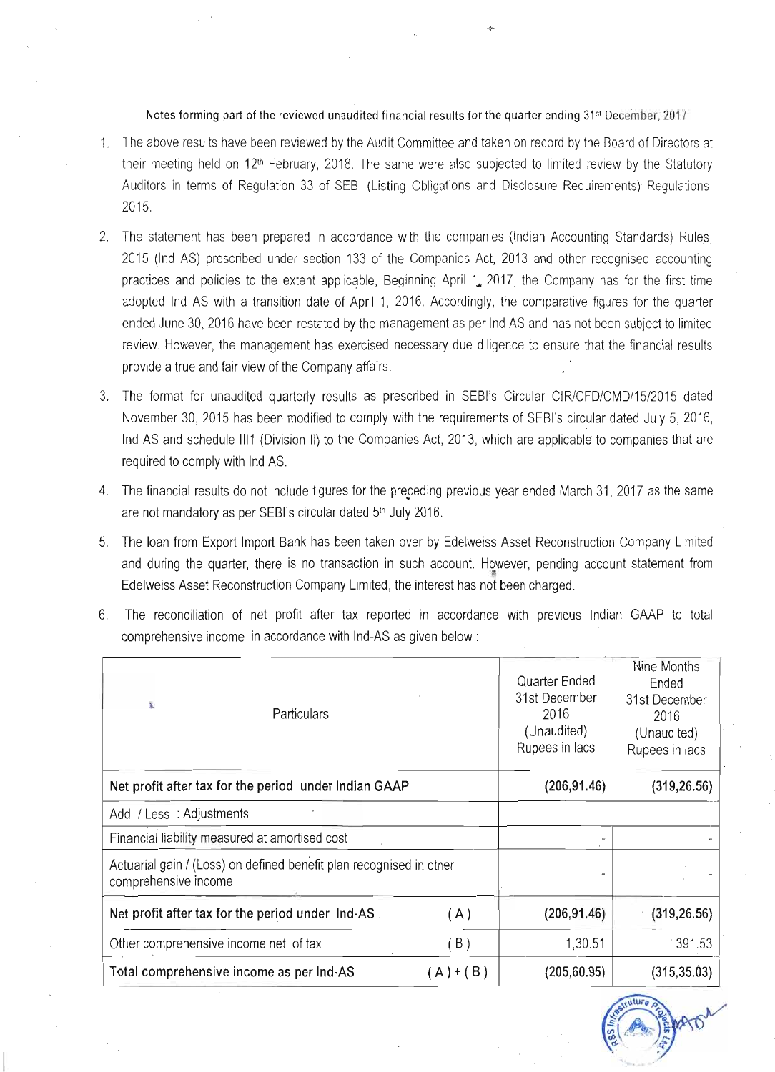Notes forming part of the reviewed unaudited financial results for the quarter ending 31st December, 2017

1. The above results have been reviewed by the Audit Committee and taken on record by the Board of Directors at their meeting held on 12th February, 2018. The same were also subjected to limited review by the Statutory Auditors in terms of Regulation 33 of SEBI (Listing Obligations and Disclosure Requirements) Regulations, 2015.

2. The statement has been prepared in accordance with the companies (Indian Accounting Standards) Rules, 2015 (Ind AS) prescribed under section 133 of the Companies Act, 2013 and other recognised accounting practices and policies to the extent applicable, Beginning April 1, 2017, the Company has for the first time adopted Ind AS with a transition date of April 1, 2016. Accordingly, the comparative figures for the quarter ended June 30, 2016 have been restated by the management as per Ind AS and has not been subject to limited review. However, the management has exercised necessary due diligence to ensure that the financial results provide a true and fair view of the Company affairs.

3. The format for unaudited quarterly results as prescribed in SEBI's Circular CIR/CFD/CMD/15/2015 dated November 30, 2015 has been modified to comply with the requirements of SEBI's circular dated July 5, 2016, Ind AS and schedule III1 (Division II) to the Companies Act, 2013, which are applicable to companies that are required to comply with Ind AS.

4. The financial results do not include figures for the preceding previous year ended March 31, 2017 as the same are not mandatory as per SEBI's circular dated 5th July 2016.

5. The loan from Export Import Bank has been taken over by Edelweiss Asset Reconstruction Company Limited and during the quarter, there is no transaction in such account. However, pending account statement from Edelweiss Asset Reconstruction Company Limited, the interest has not been charged.

6. The reconciliation of net profit after tax reported in accordance with previous Indian GAAP to total comprehensive income in accordance with Ind-AS as given below :

| Particulars | | Quarter Ended 31st December 2016 (Unaudited) Rupees in lacs | Nine Months Ended 31st December 2016 (Unaudited) Rupees in lacs |
|---|---|---|---|
| **Net profit after tax for the period under Indian GAAP** | | **(206,91.46)** | **(319,26.56)** |
| Add / Less : Adjustments | | | |
| Financial liability measured at amortised cost | | - | - |
| Actuarial gain / (Loss) on defined benefit plan recognised in other comprehensive income | | - | - |
| **Net profit after tax for the period under Ind-AS** | ( A ) | **(206,91.46)** | **(319,26.56)** |
| Other comprehensive income net of tax | ( B ) | 1,30.51 | 391.53 |
| Total comprehensive income as per Ind-AS | ( A ) + ( B ) | (205,60.95) | (315,35.03) |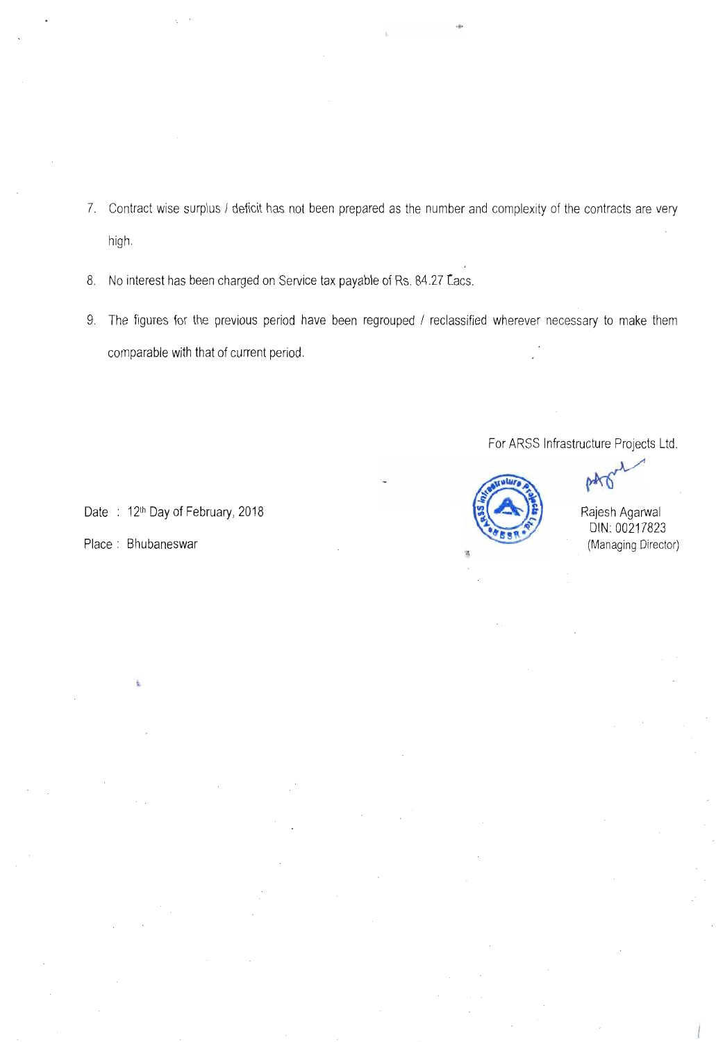7. Contract wise surplus / deficit has not been prepared as the number and complexity of the contracts are very high.

8. No interest has been charged on Service tax payable of Rs. 84.27 Lacs.

9. The figures for the previous period have been regrouped / reclassified wherever necessary to make them comparable with that of current period.

For ARSS Infrastructure Projects Ltd.

Rajesh Agarwal
DIN: 00217823
(Managing Director)

Date : 12th Day of February, 2018

Place : Bhubaneswar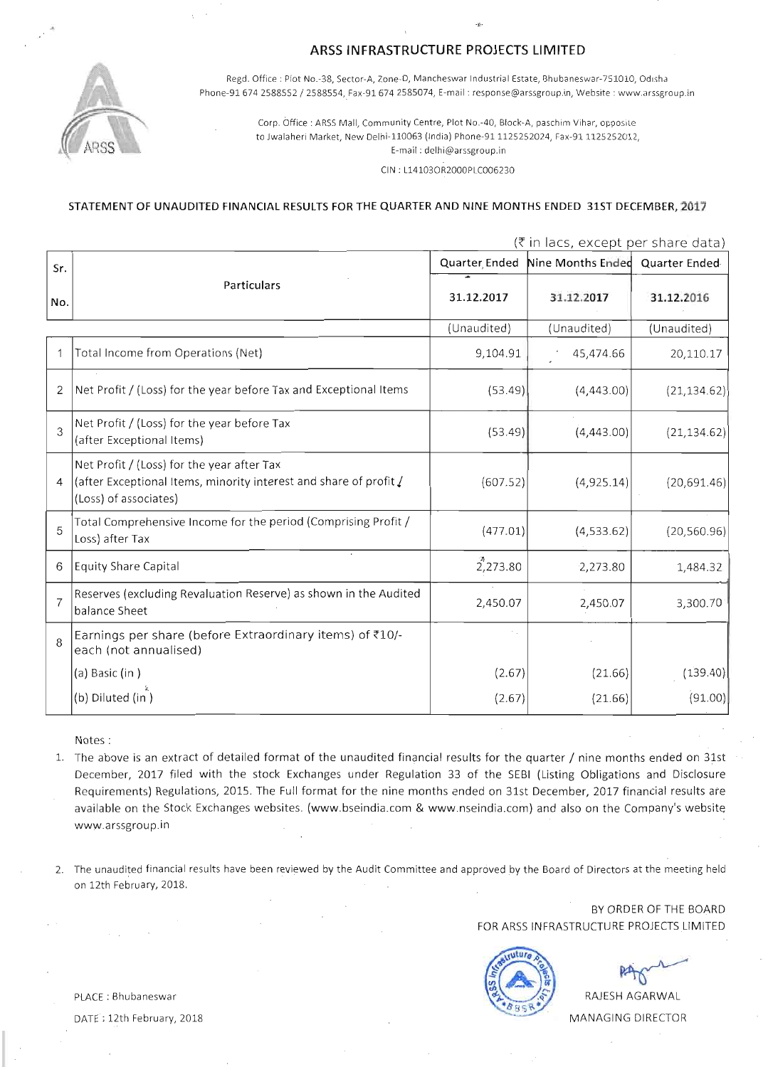# ARSS INFRASTRUCTURE PROJECTS LIMITED

Regd. Office : Plot No.-38, Sector-A, Zone-D, Mancheswar Industrial Estate, Bhubaneswar-751010, Odisha
Phone-91 674 2588552 / 2588554, Fax-91 674 2585074, E-mail : response@arssgroup.in, Website : www.arssgroup.in

Corp. Office : ARSS Mall, Community Centre, Plot No.-40, Block-A, paschim Vihar, opposite to Jwalaheri Market, New Delhi-110063 (India) Phone-91 1125252024, Fax-91 1125252012,
E-mail : delhi@arssgroup.in

CIN : L14103OR2000PLC006230

## STATEMENT OF UNAUDITED FINANCIAL RESULTS FOR THE QUARTER AND NINE MONTHS ENDED 31ST DECEMBER, 2017

(₹ in lacs, except per share data)

| Sr. No. | Particulars | Quarter Ended | Nine Months Ended | Quarter Ended |
|---|---|---|---|---|
| | | 31.12.2017 | 31.12.2017 | 31.12.2016 |
| | | (Unaudited) | (Unaudited) | (Unaudited) |
| 1 | Total Income from Operations (Net) | 9,104.91 | 45,474.66 | 20,110.17 |
| 2 | Net Profit / (Loss) for the year before Tax and Exceptional Items | (53.49) | (4,443.00) | (21,134.62) |
| 3 | Net Profit / (Loss) for the year before Tax (after Exceptional Items) | (53.49) | (4,443.00) | (21,134.62) |
| 4 | Net Profit / (Loss) for the year after Tax (after Exceptional Items, minority interest and share of profit / (Loss) of associates) | (607.52) | (4,925.14) | (20,691.46) |
| 5 | Total Comprehensive Income for the period (Comprising Profit / Loss) after Tax | (477.01) | (4,533.62) | (20,560.96) |
| 6 | Equity Share Capital | 2,273.80 | 2,273.80 | 1,484.32 |
| 7 | Reserves (excluding Revaluation Reserve) as shown in the Audited balance Sheet | 2,450.07 | 2,450.07 | 3,300.70 |
| 8 | Earnings per share (before Extraordinary items) of ₹10/- each (not annualised) | | | |
| | (a) Basic (in ) | (2.67) | (21.66) | (139.40) |
| | (b) Diluted (in ) | (2.67) | (21.66) | (91.00) |

Notes :

1. The above is an extract of detailed format of the unaudited financial results for the quarter / nine months ended on 31st December, 2017 filed with the stock Exchanges under Regulation 33 of the SEBI (Listing Obligations and Disclosure Requirements) Regulations, 2015. The Full format for the nine months ended on 31st December, 2017 financial results are available on the Stock Exchanges websites. (www.bseindia.com & www.nseindia.com) and also on the Company's website www.arssgroup.in

2. The unaudited financial results have been reviewed by the Audit Committee and approved by the Board of Directors at the meeting held on 12th February, 2018.

BY ORDER OF THE BOARD
FOR ARSS INFRASTRUCTURE PROJECTS LIMITED

RAJESH AGARWAL
MANAGING DIRECTOR

PLACE : Bhubaneswar
DATE : 12th February, 2018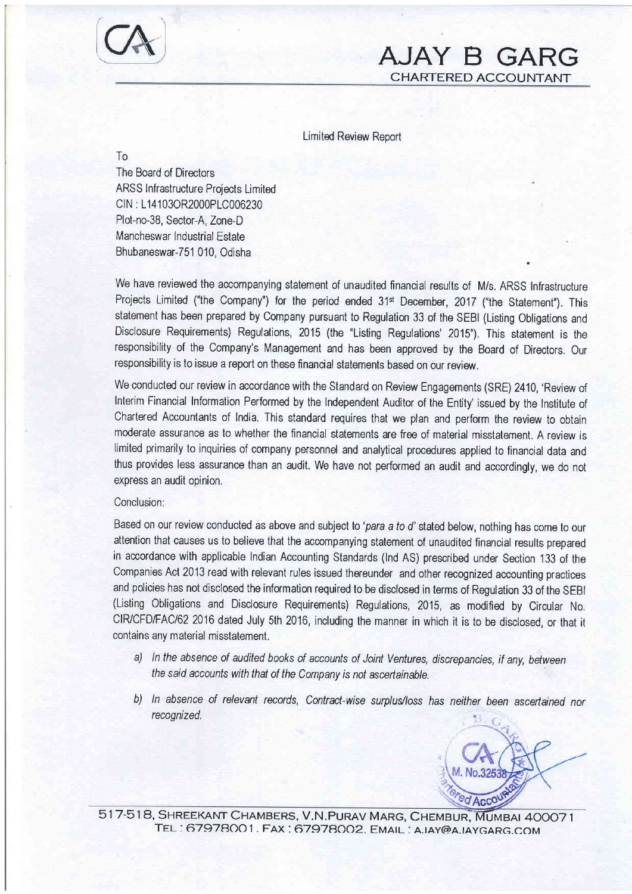# AJAY B GARG

CHARTERED ACCOUNTANT

Limited Review Report

To
The Board of Directors
ARSS Infrastructure Projects Limited
CIN : L14103OR2000PLC006230
Plot-no-38, Sector-A, Zone-D
Mancheswar Industrial Estate
Bhubaneswar-751 010, Odisha

We have reviewed the accompanying statement of unaudited financial results of M/s. ARSS Infrastructure Projects Limited ("the Company") for the period ended 31st December, 2017 ("the Statement"). This statement has been prepared by Company pursuant to Regulation 33 of the SEBI (Listing Obligations and Disclosure Requirements) Regulations, 2015 (the "Listing Regulations' 2015"). This statement is the responsibility of the Company's Management and has been approved by the Board of Directors. Our responsibility is to issue a report on these financial statements based on our review.

We conducted our review in accordance with the Standard on Review Engagements (SRE) 2410, 'Review of Interim Financial Information Performed by the Independent Auditor of the Entity' issued by the Institute of Chartered Accountants of India. This standard requires that we plan and perform the review to obtain moderate assurance as to whether the financial statements are free of material misstatement. A review is limited primarily to inquiries of company personnel and analytical procedures applied to financial data and thus provides less assurance than an audit. We have not performed an audit and accordingly, we do not express an audit opinion.

Conclusion:

Based on our review conducted as above and subject to '*para a to d*' stated below, nothing has come to our attention that causes us to believe that the accompanying statement of unaudited financial results prepared in accordance with applicable Indian Accounting Standards (Ind AS) prescribed under Section 133 of the Companies Act 2013 read with relevant rules issued thereunder and other recognized accounting practices and policies has not disclosed the information required to be disclosed in terms of Regulation 33 of the SEBI (Listing Obligations and Disclosure Requirements) Regulations, 2015, as modified by Circular No. CIR/CFD/FAC/62 2016 dated July 5th 2016, including the manner in which it is to be disclosed, or that it contains any material misstatement.

a) *In the absence of audited books of accounts of Joint Ventures, discrepancies, if any, between the said accounts with that of the Company is not ascertainable.*

b) *In absence of relevant records, Contract-wise surplus/loss has neither been ascertained nor recognized.*

517-518, SHREEKANT CHAMBERS, V.N.PURAV MARG, CHEMBUR, MUMBAI 400071
TEL : 67978001. FAX : 67978002. EMAIL : AJAY@AJAYGARG.COM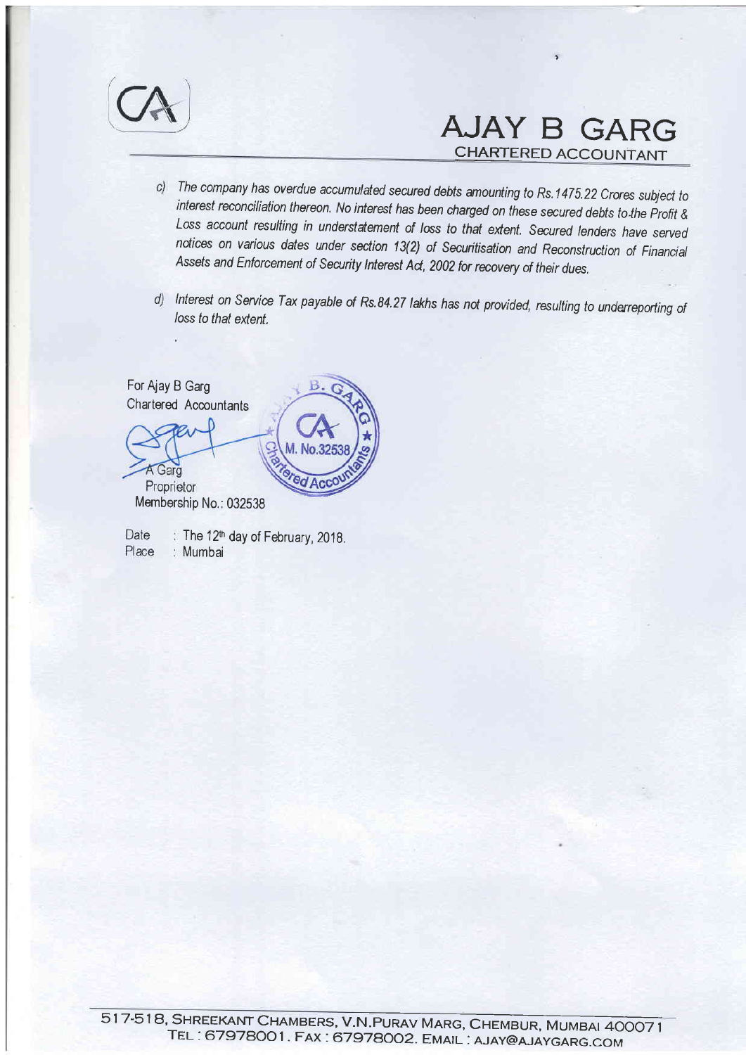# AJAY B GARG
## CHARTERED ACCOUNTANT

*c) The company has overdue accumulated secured debts amounting to Rs.1475.22 Crores subject to interest reconciliation thereon. No interest has been charged on these secured debts to the Profit & Loss account resulting in understatement of loss to that extent. Secured lenders have served notices on various dates under section 13(2) of Securitisation and Reconstruction of Financial Assets and Enforcement of Security Interest Act, 2002 for recovery of their dues.*

*d) Interest on Service Tax payable of Rs.84.27 lakhs has not provided, resulting to underreporting of loss to that extent.*

For Ajay B Garg
Chartered Accountants

A Garg
Proprietor
Membership No.: 032538

Date : The 12th day of February, 2018.
Place : Mumbai

517-518, SHREEKANT CHAMBERS, V.N.PURAV MARG, CHEMBUR, MUMBAI 400071
TEL : 67978001. FAX : 67978002. EMAIL : AJAY@AJAYGARG.COM